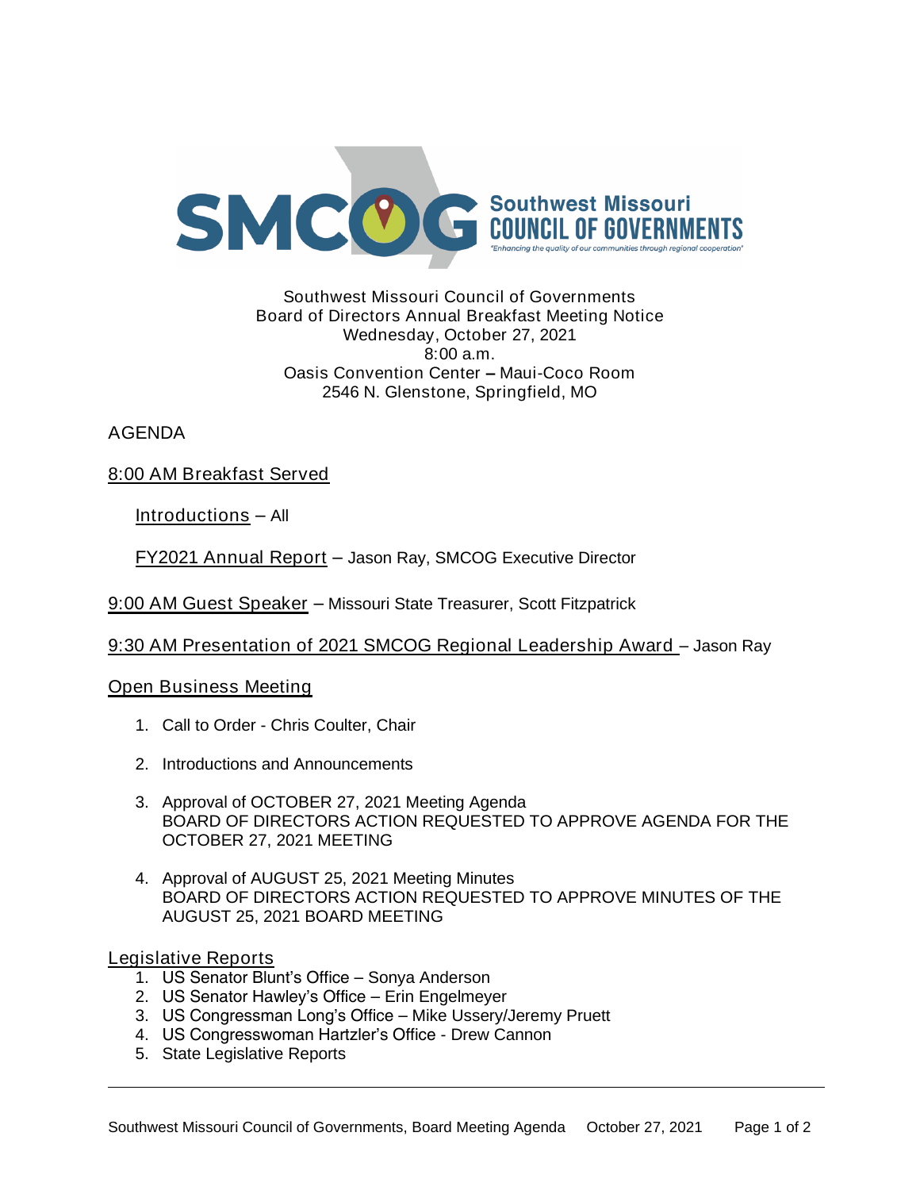Southwest Missouri Council of Governments
Board of Directors Annual Breakfast Meeting Notice
Wednesday, October 27, 2021
8:00 a.m.
Oasis Convention Center – Maui-Coco Room
2546 N. Glenstone, Springfield, MO

AGENDA

8:00 AM Breakfast Served

Introductions – All

FY2021 Annual Report – Jason Ray, SMCOG Executive Director

9:00 AM Guest Speaker – Missouri State Treasurer, Scott Fitzpatrick

9:30 AM Presentation of 2021 SMCOG Regional Leadership Award – Jason Ray

Open Business Meeting

1. Call to Order - Chris Coulter, Chair

2. Introductions and Announcements

3. Approval of OCTOBER 27, 2021 Meeting Agenda
   BOARD OF DIRECTORS ACTION REQUESTED TO APPROVE AGENDA FOR THE OCTOBER 27, 2021 MEETING

4. Approval of AUGUST 25, 2021 Meeting Minutes
   BOARD OF DIRECTORS ACTION REQUESTED TO APPROVE MINUTES OF THE AUGUST 25, 2021 BOARD MEETING

Legislative Reports

1. US Senator Blunt's Office – Sonya Anderson
2. US Senator Hawley's Office – Erin Engelmeyer
3. US Congressman Long's Office – Mike Ussery/Jeremy Pruett
4. US Congresswoman Hartzler's Office - Drew Cannon
5. State Legislative Reports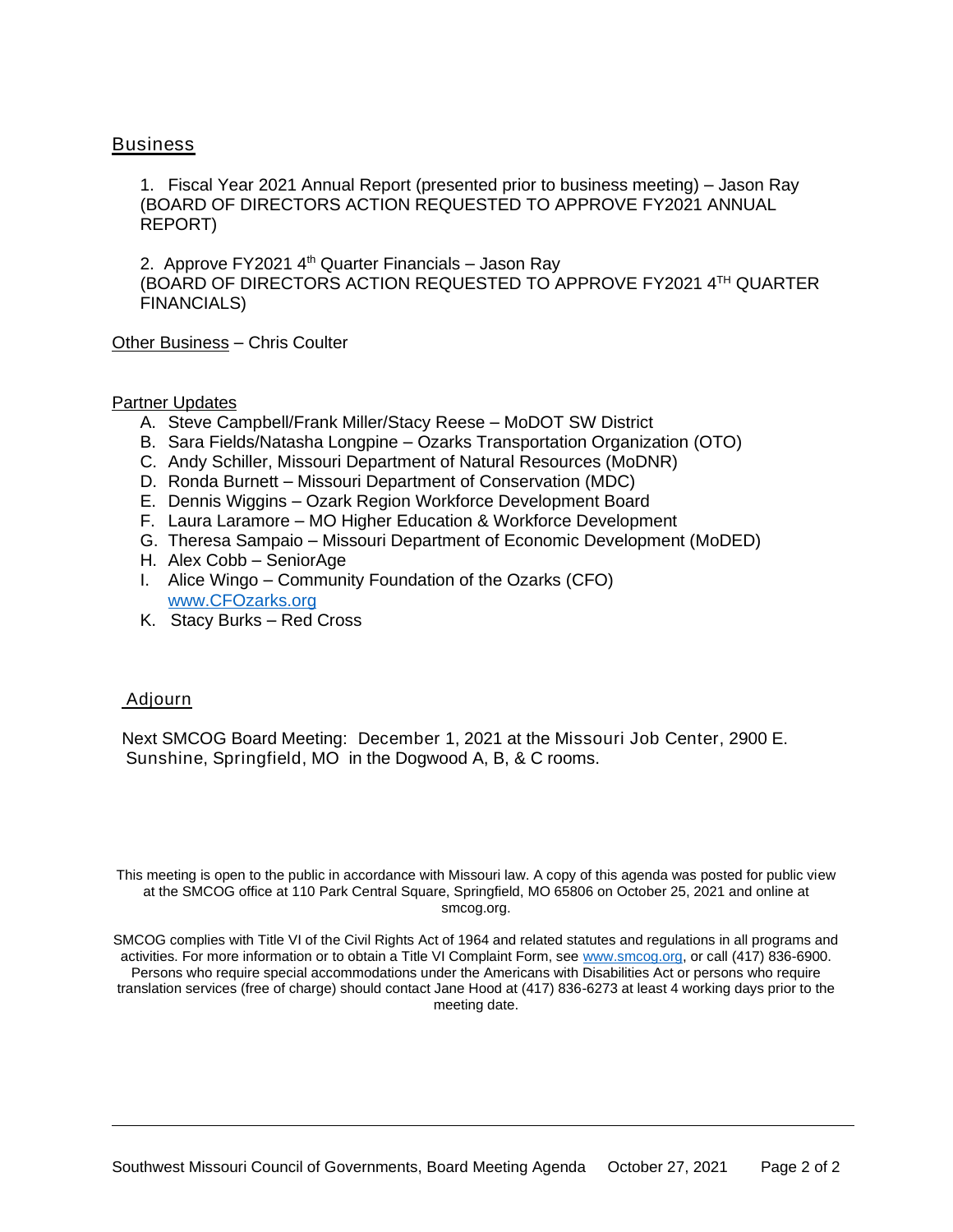## Business

1. Fiscal Year 2021 Annual Report (presented prior to business meeting) – Jason Ray (BOARD OF DIRECTORS ACTION REQUESTED TO APPROVE FY2021 ANNUAL REPORT)

2. Approve FY2021 4th Quarter Financials – Jason Ray (BOARD OF DIRECTORS ACTION REQUESTED TO APPROVE FY2021 4TH QUARTER FINANCIALS)

Other Business – Chris Coulter

## Partner Updates

A. Steve Campbell/Frank Miller/Stacy Reese – MoDOT SW District
B. Sara Fields/Natasha Longpine – Ozarks Transportation Organization (OTO)
C. Andy Schiller, Missouri Department of Natural Resources (MoDNR)
D. Ronda Burnett – Missouri Department of Conservation (MDC)
E. Dennis Wiggins – Ozark Region Workforce Development Board
F. Laura Laramore – MO Higher Education & Workforce Development
G. Theresa Sampaio – Missouri Department of Economic Development (MoDED)
H. Alex Cobb – SeniorAge
I. Alice Wingo – Community Foundation of the Ozarks (CFO) www.CFOzarks.org
K. Stacy Burks – Red Cross

## Adjourn

Next SMCOG Board Meeting: December 1, 2021 at the Missouri Job Center, 2900 E. Sunshine, Springfield, MO in the Dogwood A, B, & C rooms.

This meeting is open to the public in accordance with Missouri law. A copy of this agenda was posted for public view at the SMCOG office at 110 Park Central Square, Springfield, MO 65806 on October 25, 2021 and online at smcog.org.

SMCOG complies with Title VI of the Civil Rights Act of 1964 and related statutes and regulations in all programs and activities. For more information or to obtain a Title VI Complaint Form, see www.smcog.org, or call (417) 836-6900. Persons who require special accommodations under the Americans with Disabilities Act or persons who require translation services (free of charge) should contact Jane Hood at (417) 836-6273 at least 4 working days prior to the meeting date.